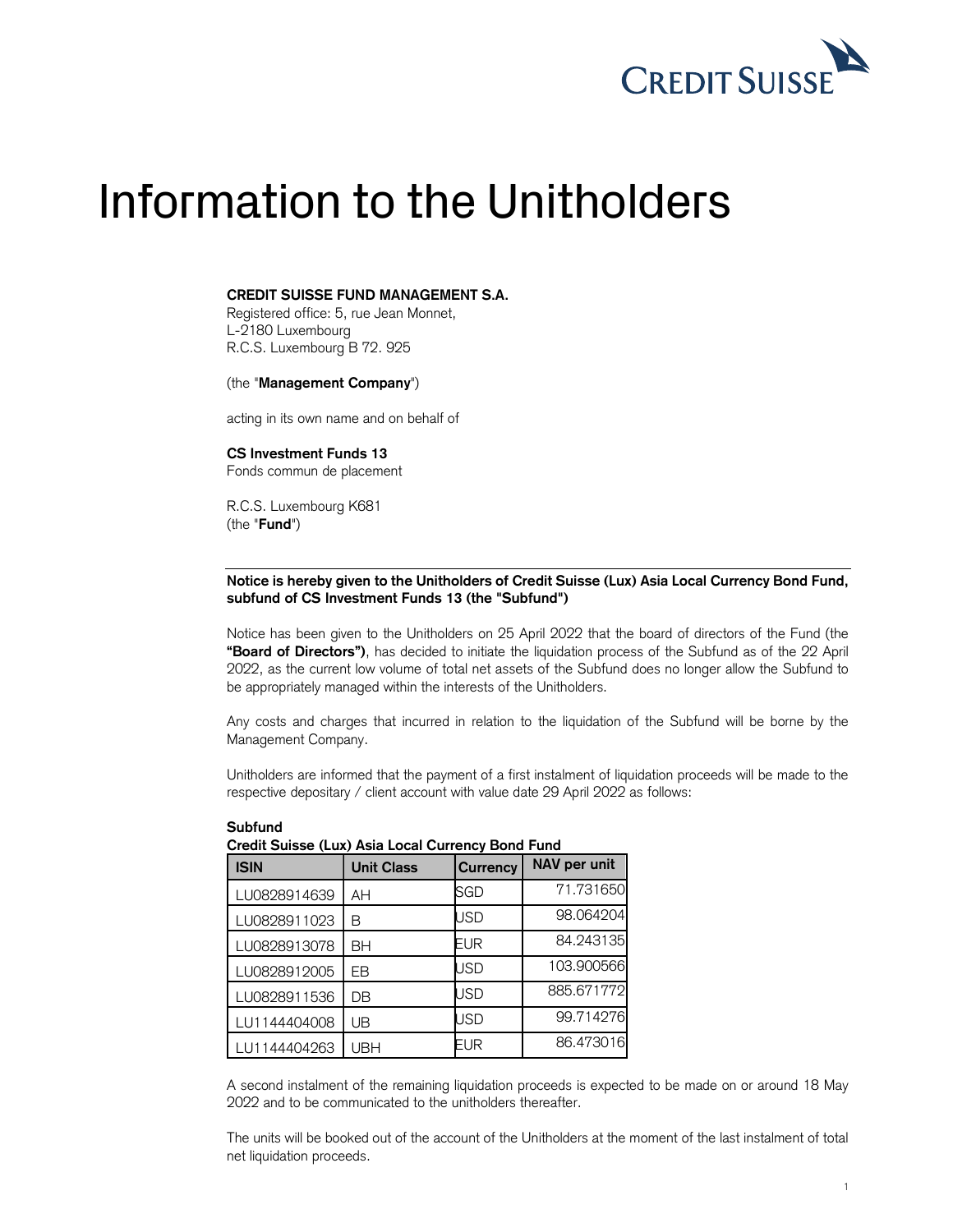# Information to the Unitholders

**CREDIT SUISSE FUND MANAGEMENT S.A.**
Registered office: 5, rue Jean Monnet,
L-2180 Luxembourg
R.C.S. Luxembourg B 72. 925

(the "**Management Company**")

acting in its own name and on behalf of

**CS Investment Funds 13**
Fonds commun de placement

R.C.S. Luxembourg K681
(the "**Fund**")

**Notice is hereby given to the Unitholders of Credit Suisse (Lux) Asia Local Currency Bond Fund, subfund of CS Investment Funds 13 (the "Subfund")**

Notice has been given to the Unitholders on 25 April 2022 that the board of directors of the Fund (the **"Board of Directors")**, has decided to initiate the liquidation process of the Subfund as of the 22 April 2022, as the current low volume of total net assets of the Subfund does no longer allow the Subfund to be appropriately managed within the interests of the Unitholders.

Any costs and charges that incurred in relation to the liquidation of the Subfund will be borne by the Management Company.

Unitholders are informed that the payment of a first instalment of liquidation proceeds will be made to the respective depositary / client account with value date 29 April 2022 as follows:

**Subfund**
**Credit Suisse (Lux) Asia Local Currency Bond Fund**

| ISIN | Unit Class | Currency | NAV per unit |
|---|---|---|---|
| LU0828914639 | AH | SGD | 71.731650 |
| LU0828911023 | B | USD | 98.064204 |
| LU0828913078 | BH | EUR | 84.243135 |
| LU0828912005 | EB | USD | 103.900566 |
| LU0828911536 | DB | USD | 885.671772 |
| LU1144404008 | UB | USD | 99.714276 |
| LU1144404263 | UBH | EUR | 86.473016 |

A second instalment of the remaining liquidation proceeds is expected to be made on or around 18 May 2022 and to be communicated to the unitholders thereafter.

The units will be booked out of the account of the Unitholders at the moment of the last instalment of total net liquidation proceeds.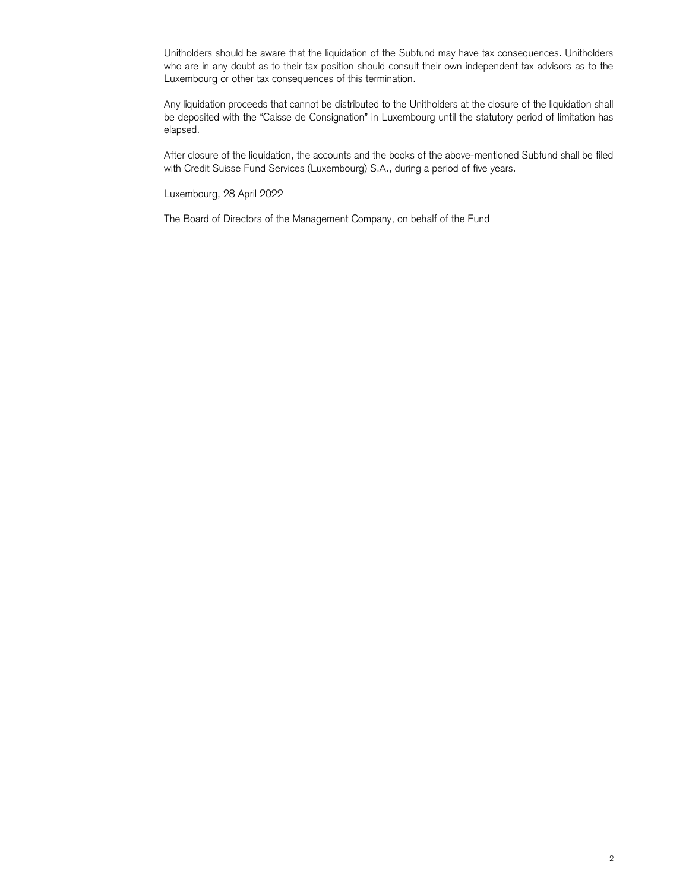Unitholders should be aware that the liquidation of the Subfund may have tax consequences. Unitholders who are in any doubt as to their tax position should consult their own independent tax advisors as to the Luxembourg or other tax consequences of this termination.

Any liquidation proceeds that cannot be distributed to the Unitholders at the closure of the liquidation shall be deposited with the "Caisse de Consignation" in Luxembourg until the statutory period of limitation has elapsed.

After closure of the liquidation, the accounts and the books of the above-mentioned Subfund shall be filed with Credit Suisse Fund Services (Luxembourg) S.A., during a period of five years.

Luxembourg, 28 April 2022

The Board of Directors of the Management Company, on behalf of the Fund